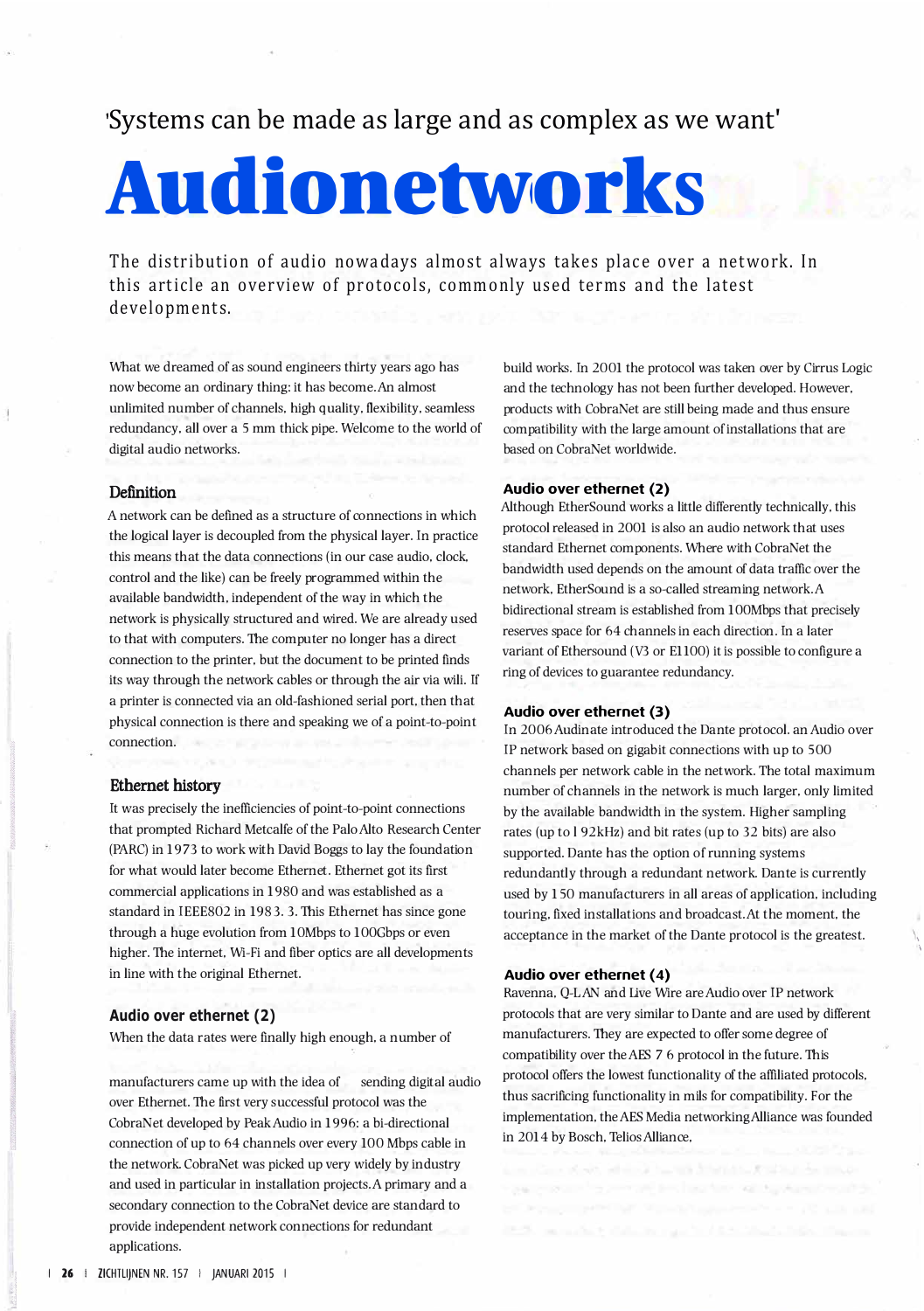'Systems can be made as large and as complex as we want'

# Audionetworks

The distribution of audio nowadays almost always takes place over a network. In this article an overview of protocols, commonly used terms and the latest developments.

What we dreamed of as sound engineers thirty years ago has now become an ordinary thing: it has become. An almost unlimited number of channels, high quality, flexibility, seamless redundancy, all over a 5 mm thick pipe. Welcome to the world of digital audio networks.

## Definition

A network can be defined as a structure of connections in which the logical layer is decoupled from the physical layer. In practice this means that the data connections (in our case audio, clock, control and the like) can be freely programmed within the available bandwidth, independent of the way in which the network is physically structured and wired. We are already used to that with computers. The computer no longer has a direct connection to the printer, but the document to be printed finds its way through the network cables or through the air via wifi. If a printer is connected via an old-fashioned serial port, then that physical connection is there and speaking we of a point-to-point connection.

## Ethernet history

It was precisely the inefficiencies of point-to-point connections that prompted Richard Metcalfe of the Palo Alto Research Center (PARC) in 1973 to work with David Boggs to lay the foundation for what would later become Ethernet. Ethernet got its first commercial applications in 1980 and was established as a standard in IEEE802 in 1983. 3. This Ethernet has since gone through a huge evolution from 10Mbps to 100Gbps or even higher. The internet, Wi-Fi and fiber optics are all developments in line with the original Ethernet.

## Audio over ethernet (2)

When the data rates were finally high enough, a number of manufacturers came up with the idea of sending digital audio over Ethernet. The first very successful protocol was the CobraNet developed by Peak Audio in 1996: a bi-directional connection of up to 64 channels over every 100 Mbps cable in the network. CobraNet was picked up very widely by industry and used in particular in installation projects. A primary and a secondary connection to the CobraNet device are standard to provide independent network connections for redundant applications. build works. In 2001 the protocol was taken over by Cirrus Logic and the technology has not been further developed. However, products with CobraNet are still being made and thus ensure compatibility with the large amount of installations that are based on CobraNet worldwide.

## Audio over ethernet (2)

Although EtherSound works a little differently technically, this protocol released in 2001 is also an audio network that uses standard Ethernet components. Where with CobraNet the bandwidth used depends on the amount of data traffic over the network, EtherSound is a so-called streaming network. A bidirectional stream is established from 100Mbps that precisely reserves space for 64 channels in each direction. In a later variant of Ethersound (V3 or E1100) it is possible to configure a ring of devices to guarantee redundancy.

## Audio over ethernet (3)

In 2006 Audinate introduced the Dante protocol. an Audio over IP network based on gigabit connections with up to 500 channels per network cable in the network. The total maximum number of channels in the network is much larger, only limited by the available bandwidth in the system. Higher sampling rates (up to 192kHz) and bit rates (up to 32 bits) are also supported. Dante has the option of running systems redundantly through a redundant network. Dante is currently used by 150 manufacturers in all areas of application, including touring, fixed installations and broadcast. At the moment, the acceptance in the market of the Dante protocol is the greatest.

## Audio over ethernet (4)

Ravenna, Q-LAN and Live Wire are Audio over IP network protocols that are very similar to Dante and are used by different manufacturers. They are expected to offer some degree of compatibility over the AES 7 6 protocol in the future. This protocol offers the lowest functionality of the affiliated protocols, thus sacrificing functionality in mils for compatibility. For the implementation, the AES Media networking Alliance was founded in 2014 by Bosch, Telios Alliance,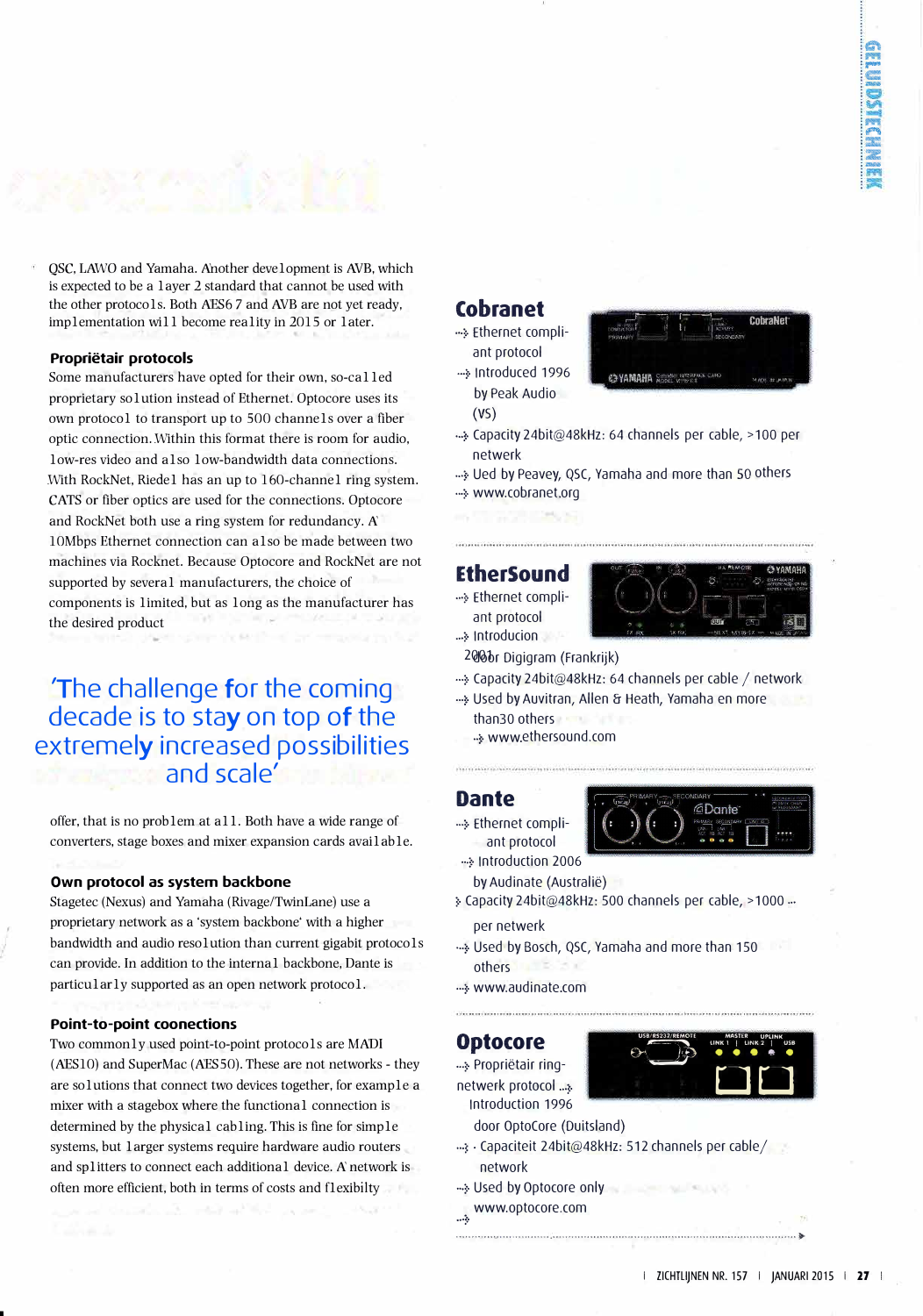QSC, LAWO and Yamaha. Another development is AVB, which is expected to be a layer 2 standard that cannot be used with the other protocols. Both AES6 7 and AVB are not yet ready, implementation will become reality in 2015 or later.

### Propriëtair protocols

Some manufacturers have opted for their own, so-called proprietary solution instead of Ethernet. Optocore uses its own protocol to transport up to 500 channels over a fiber optic connection. Within this format there is room for audio, low-res video and also low-bandwidth data connections. With RockNet, Riedel has an up to 160-channel ring system. CAT5 or fiber optics are used for the connections. Optocore and RockNet both use a ring system for redundancy. A 10Mbps Ethernet connection can also be made between two machines via Rocknet. Because Optocore and RockNet are not supported by several manufacturers, the choice of components is limited, but as long as the manufacturer has the desired product offer, that is no problem at all. Both have a wide range of converters, stage boxes and mixer expansion cards available.

> 'The challenge for the coming decade is to stay on top of the extremely increased possibilities and scale'

### Own protocol as system backbone

Stagetec (Nexus) and Yamaha (Rivage/TwinLane) use a proprietary network as a 'system backbone' with a higher bandwidth and audio resolution than current gigabit protocols can provide. In addition to the internal backbone, Dante is particularly supported as an open network protocol.

### Point-to-point conections

Two commonly used point-to-point protocols are MADI (AES10) and SuperMac (AES50). These are not networks - they are solutions that connect two devices together, for example a mixer with a stagebox where the functional connection is determined by the physical cabling. This is fine for simple systems, but larger systems require hardware audio routers and splitters to connect each additional device. A network is often more efficient, both in terms of costs and flexibilty

### Cobranet

- Ethernet compliant protocol
- Introduced 1996 by Peak Audio (VS)
- Capacity 24bit@48kHz: 64 channels per cable, >100 per network
- Ued by Peavey, QSC, Yamaha and more than 50 others
- www.cobranet.org

### EtherSound

- Ethernet compliant protocol
- Introducion 2001 door Digigram (Frankrijk)
- Capacity 24bit@48kHz: 64 channels per cable / network
- Used by Auvitran, Allen & Heath, Yamaha en more than30 others
- www.ethersound.com

### Dante

- Ethernet compliant protocol
- Introduction 2006 by Audinate (Australië)
- Capacity 24bit@48kHz: 500 channels per cable, >1000 per network
- Used by Bosch, QSC, Yamaha and more than 150 others
- www.audinate.com

### Optocore

- Propriëtair ring-network protocol
- Introduction 1996 door OptoCore (Duitsland)
- Capaciteit 24bit@48kHz: 512 channels per cable/ network
- Used by Optocore only
- www.optocore.com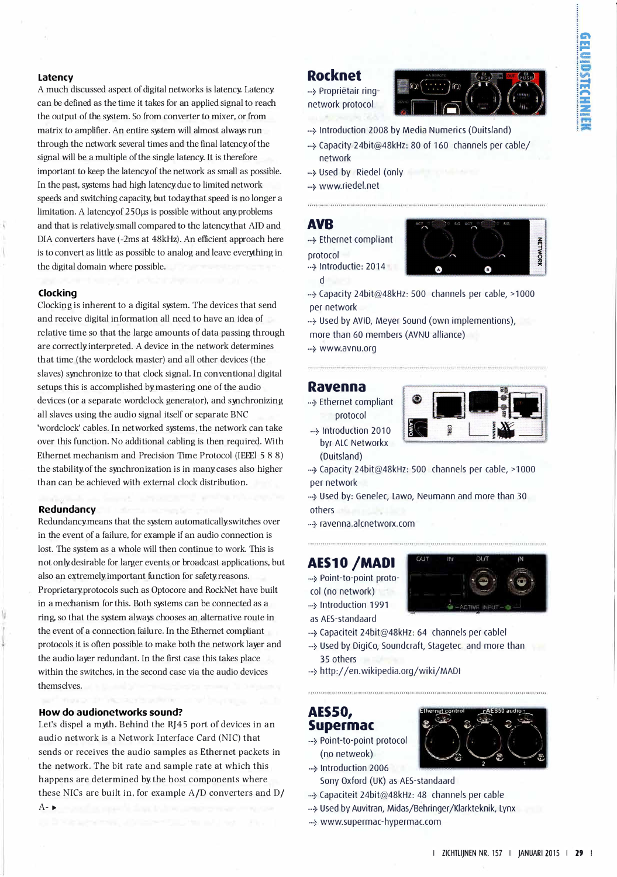### Latency

A much discussed aspect of digital networks is latency. Latency can be defined as the time it takes for an applied signal to reach the output of the system. So from converter to mixer, or from matrix to amplifier. An entire system will almost always run through the network several times and the final latency of the signal will be a multiple of the single latency. It is therefore important to keep the latency of the network as small as possible. In the past, systems had high latency due to limited network speeds and switching capacity, but today that speed is no longer a limitation. A latency of 250µs is possible without any problems and that is relatively small compared to the latency that AID and DIA converters have (-2ms at 48kHz). An efficient approach here is to convert as little as possible to analog and leave everything in the digital domain where possible.

### Clocking

Clocking is inherent to a digital system. The devices that send and receive digital information all need to have an idea of relative time so that the large amounts of data passing through are correctly interpreted. A device in the network determines that time (the wordclock master) and all other devices (the slaves) synchronize to that clock signal. In conventional digital setups this is accomplished by mastering one of the audio devices (or a separate wordclock generator), and synchronizing all slaves using the audio signal itself or separate BNC 'wordclock' cables. In networked systems, the network can take over this function. No additional cabling is then required. With Ethernet mechanism and Precision Time Protocol (IEEEl 5 8 8) the stability of the synchronization is in many cases also higher than can be achieved with external clock distribution.

### Redundancy

Redundancy means that the system automatically switches over in the event of a failure, for example if an audio connection is lost. The system as a whole will then continue to work. This is not only desirable for larger events or broadcast applications, but also an extremely important function for safety reasons. Proprietary protocols such as Optocore and RockNet have built in a mechanism for this. Both systems can be connected as a ring, so that the system always chooses an alternative route in the event of a connection failure. In the Ethernet compliant protocols it is often possible to make both the network layer and the audio layer redundant. In the first case this takes place within the switches, in the second case via the audio devices themselves.

### How do audionetworks sound?

Let's dispel a myth. Behind the RJ45 port of devices in an audio network is a Network Interface Card (NIC) that sends or receives the audio samples as Ethernet packets in the network. The bit rate and sample rate at which this happens are determined by the host components where these NICs are built in, for example A/D converters and D/A- ▶

## Rocknet

- Propriëtair ring-network protocol
- Introduction 2008 by Media Numerics (Duitsland)
- Capacity 24bit@48kHz: 80 of 160 channels per cable/ network
- Used by Riedel (only
- www.riedel.net

## AVB

- Ethernet compliant protocol
- Introductie: 2014 d
- Capacity 24bit@48kHz: 500 channels per cable, >1000 per network
- Used by AVID, Meyer Sound (own implementions), more than 60 members (AVNU alliance)
- www.avnu.org

## Ravenna

- Ethernet compliant protocol
- Introduction 2010 byr ALC Networkx (Duitsland)
- Capacity 24bit@48kHz: 500 channels per cable, >1000 per network
- Used by: Genelec, Lawo, Neumann and more than 30 others
- ravenna.alcnetworx.com

## AES10 /MADI

- Point-to-point protocol (no network)
- Introduction 1991 as AES-standaard
- Capaciteit 24bit@48kHz: 64 channels per cablel
- Used by DigiCo, Soundcraft, Stagetec and more than 35 others
- http://en.wikipedia.org/wiki/MADI

## AES50, Supermac

- Point-to-point protocol (no netweok)
- Introduction 2006 Sony Oxford (UK) as AES-standaard
- Capaciteit 24bit@48kHz: 48 channels per cable
- Used by Auvitran, Midas/Behringer/Klarkteknik, Lynx
- www.supermac-hypermac.com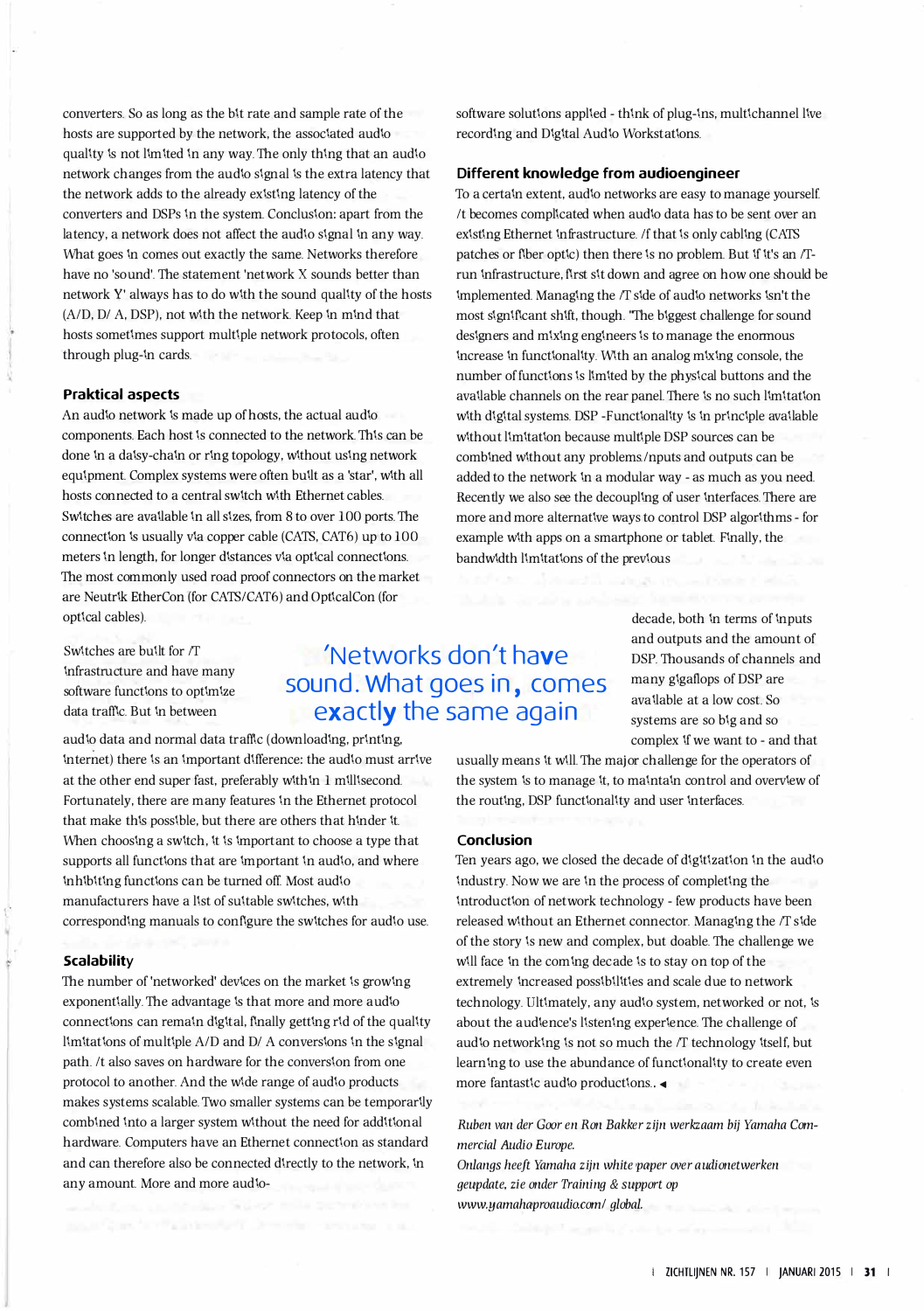converters. So as long as the bit rate and sample rate of the hosts are supported by the network, the associated audio quality is not limited in any way. The only thing that an audio network changes from the audio signal is the extra latency that the network adds to the already existing latency of the converters and DSPs in the system. Conclusion: apart from the latency, a network does not affect the audio signal in any way. What goes in comes out exactly the same. Networks therefore have no 'sound'. The statement 'network X sounds better than network Y' always has to do with the sound quality of the hosts (A/D, D/A, DSP), not with the network. Keep in mind that hosts sometimes support multiple network protocols, often through plug-in cards.

## Praktical aspects

An audio network is made up of hosts, the actual audio components. Each host is connected to the network. This can be done in a daisy-chain or ring topology, without using network equipment. Complex systems were often built as a 'star', with all hosts connected to a central switch with Ethernet cables. Switches are available in all sizes, from 8 to over 100 ports. The connection is usually via copper cable (CAT5, CAT6) up to 100 meters in length, for longer distances via optical connections. The most commonly used road proof connectors on the market are Neutrik EtherCon (for CAT5/CAT6) and OpticalCon (for optical cables).

Switches are built for IT infrastructure and have many software functions to optimize data traffic. But in between audio data and normal data traffic (downloading, printing, internet) there is an important difference: the audio must arrive at the other end super fast, preferably within 1 millisecond. Fortunately, there are many features in the Ethernet protocol that make this possible, but there are others that hinder it. When choosing a switch, it is important to choose a type that supports all functions that are important in audio, and where inhibiting functions can be turned off. Most audio manufacturers have a list of suitable switches, with corresponding manuals to configure the switches for audio use.

> 'Networks don't have sound. What goes in, comes exactly the same again'

## Scalability

The number of 'networked' devices on the market is growing exponentially. The advantage is that more and more audio connections can remain digital, finally getting rid of the quality limitations of multiple A/D and D/A conversions in the signal path. It also saves on hardware for the conversion from one protocol to another. And the wide range of audio protocols makes systems scalable. Two smaller systems can be temporarily combined into a larger system without the need for additional hardware. Computers have an Ethernet connection as standard and can therefore also be connected directly to the network, in any amount. More and more audio-software solutions applied - think of plug-ins, multichannel live recording and Digital Audio Workstations.

## Different knowledge from audioengineer

To a certain extent, audio networks are easy to manage yourself. It becomes complicated when audio data has to be sent over an existing Ethernet infrastructure. If that is only cabling (CAT5 patches or fiber optic) then there is no problem. But if it's an IT-run infrastructure, first sit down and agree on how one should be implemented. Managing the IT side of audio networks isn't the most significant shift, though. "The biggest challenge for sound designers and mixing engineers is to manage the enormous increase in functionality. With an analog mixing console, the number of functions is limited by the physical buttons and the available channels on the rear panel. There is no such limitation with digital systems. DSP-Functionality is in principle available without limitation because multiple DSP sources can be combined without any problems. Inputs and outputs can be added to the network in a modular way - as much as you need. Recently we also see the decoupling of user interfaces. There are more and more alternative ways to control DSP algorithms - for example with apps on a smartphone or tablet. Finally, the bandwidth limitations of the previous decade, both in terms of inputs and outputs and the amount of DSP. Thousands of channels and many gigaflops of DSP are available at a low cost. So systems are so big and so complex if we want to - and that usually means it will. The major challenge for the operators of the system is to manage it, to maintain control and overview of the routing, DSP functionality and user interfaces.

## Conclusion

Ten years ago, we closed the decade of digitization in the audio industry. Now we are in the process of completing the introduction of network technology - few products have been released without an Ethernet connector. Managing the IT side of the story is new and complex, but doable. The challenge we will face in the coming decade is to stay on top of the extremely increased possibilities and scale due to network technology. Ultimately, any audio system, networked or not, is about the audience's listening experience. The challenge of audio networking is not so much the IT technology itself, but learning to use the abundance of functionality to create even more fantastic audio productions. ◂

*Ruben van der Goor en Ron Bakker zijn werkzaam bij Yamaha Commercial Audio Europe.*

*Onlangs heeft Yamaha zijn white paper over audionetwerken geupdate, zie onder Training & support op www.yamahaproaudio.com/ global.*